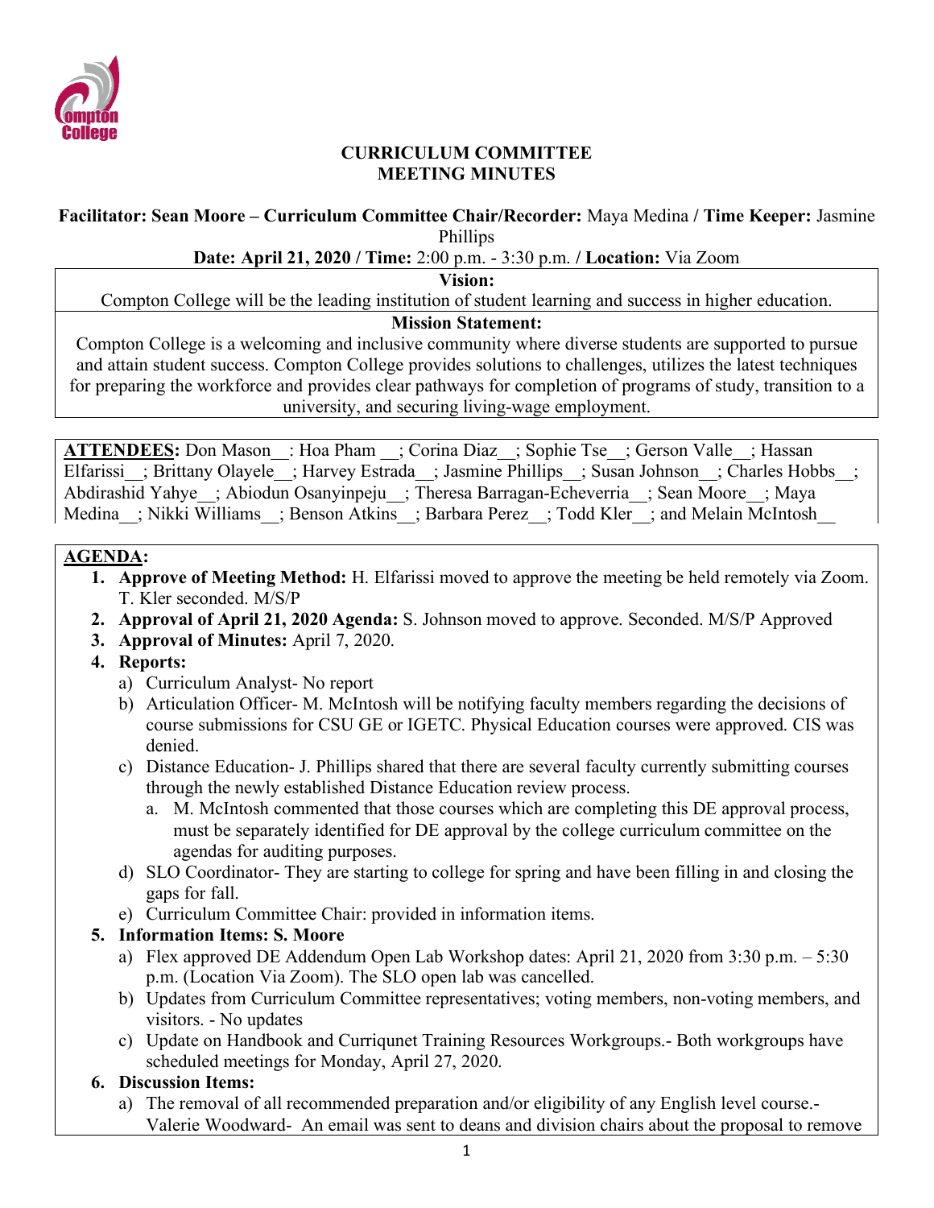# CURRICULUM COMMITTEE
# MEETING MINUTES

**Facilitator: Sean Moore – Curriculum Committee Chair/Recorder:** Maya Medina **/ Time Keeper:** Jasmine Phillips

**Date: April 21, 2020 / Time:** 2:00 p.m. - 3:30 p.m. **/ Location:** Via Zoom

| **Vision:** |
|---|
| Compton College will be the leading institution of student learning and success in higher education. |
| **Mission Statement:** |
| Compton College is a welcoming and inclusive community where diverse students are supported to pursue and attain student success. Compton College provides solutions to challenges, utilizes the latest techniques for preparing the workforce and provides clear pathways for completion of programs of study, transition to a university, and securing living-wage employment. |

**ATTENDEES:** Don Mason__: Hoa Pham __; Corina Diaz__; Sophie Tse__; Gerson Valle__; Hassan Elfarissi__; Brittany Olayele__; Harvey Estrada__; Jasmine Phillips__; Susan Johnson__; Charles Hobbs__; Abdirashid Yahye__; Abiodun Osanyinpeju__; Theresa Barragan-Echeverria__; Sean Moore__; Maya Medina__; Nikki Williams__; Benson Atkins__; Barbara Perez__; Todd Kler__; and Melain McIntosh__

**AGENDA:**

1. **Approve of Meeting Method:** H. Elfarissi moved to approve the meeting be held remotely via Zoom. T. Kler seconded. M/S/P
2. **Approval of April 21, 2020 Agenda:** S. Johnson moved to approve. Seconded. M/S/P Approved
3. **Approval of Minutes:** April 7, 2020.
4. **Reports:**
   a) Curriculum Analyst- No report
   b) Articulation Officer- M. McIntosh will be notifying faculty members regarding the decisions of course submissions for CSU GE or IGETC. Physical Education courses were approved. CIS was denied.
   c) Distance Education- J. Phillips shared that there are several faculty currently submitting courses through the newly established Distance Education review process.
      a. M. McIntosh commented that those courses which are completing this DE approval process, must be separately identified for DE approval by the college curriculum committee on the agendas for auditing purposes.
   d) SLO Coordinator- They are starting to college for spring and have been filling in and closing the gaps for fall.
   e) Curriculum Committee Chair: provided in information items.
5. **Information Items: S. Moore**
   a) Flex approved DE Addendum Open Lab Workshop dates: April 21, 2020 from 3:30 p.m. – 5:30 p.m. (Location Via Zoom). The SLO open lab was cancelled.
   b) Updates from Curriculum Committee representatives; voting members, non-voting members, and visitors. - No updates
   c) Update on Handbook and Curriqunet Training Resources Workgroups.- Both workgroups have scheduled meetings for Monday, April 27, 2020.
6. **Discussion Items:**
   a) The removal of all recommended preparation and/or eligibility of any English level course.- Valerie Woodward- An email was sent to deans and division chairs about the proposal to remove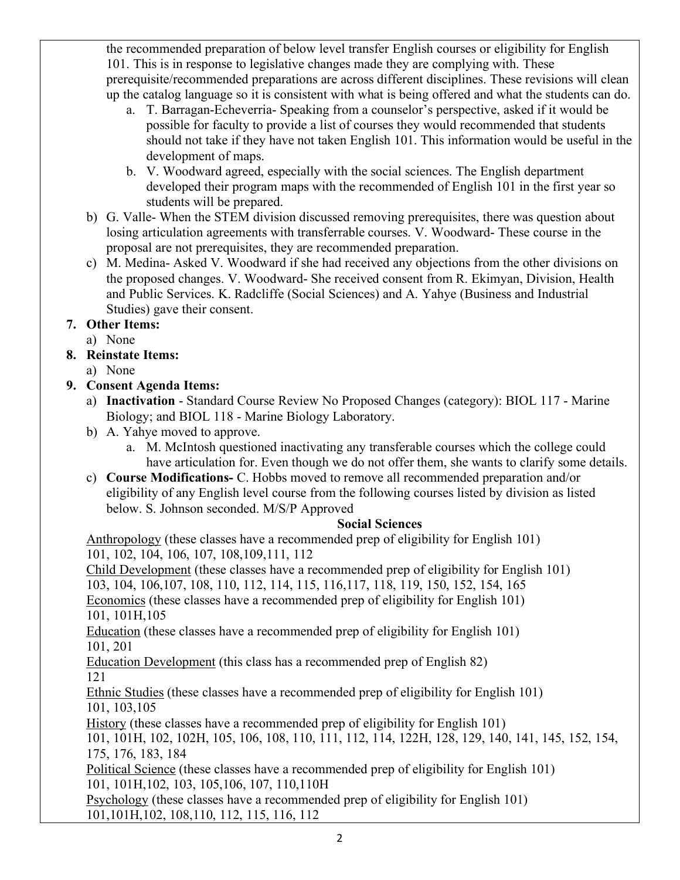the recommended preparation of below level transfer English courses or eligibility for English 101. This is in response to legislative changes made they are complying with. These prerequisite/recommended preparations are across different disciplines. These revisions will clean up the catalog language so it is consistent with what is being offered and what the students can do.

   a. T. Barragan-Echeverria- Speaking from a counselor's perspective, asked if it would be possible for faculty to provide a list of courses they would recommended that students should not take if they have not taken English 101. This information would be useful in the development of maps.
   b. V. Woodward agreed, especially with the social sciences. The English department developed their program maps with the recommended of English 101 in the first year so students will be prepared.

b) G. Valle- When the STEM division discussed removing prerequisites, there was question about losing articulation agreements with transferrable courses. V. Woodward- These course in the proposal are not prerequisites, they are recommended preparation.

c) M. Medina- Asked V. Woodward if she had received any objections from the other divisions on the proposed changes. V. Woodward- She received consent from R. Ekimyan, Division, Health and Public Services. K. Radcliffe (Social Sciences) and A. Yahye (Business and Industrial Studies) gave their consent.

**7. Other Items:**

a) None

**8. Reinstate Items:**

a) None

**9. Consent Agenda Items:**

a) **Inactivation** - Standard Course Review No Proposed Changes (category): BIOL 117 - Marine Biology; and BIOL 118 - Marine Biology Laboratory.

b) A. Yahye moved to approve.

   a. M. McIntosh questioned inactivating any transferable courses which the college could have articulation for. Even though we do not offer them, she wants to clarify some details.

c) **Course Modifications-** C. Hobbs moved to remove all recommended preparation and/or eligibility of any English level course from the following courses listed by division as listed below. S. Johnson seconded. M/S/P Approved

**Social Sciences**

Anthropology (these classes have a recommended prep of eligibility for English 101)
101, 102, 104, 106, 107, 108,109,111, 112

Child Development (these classes have a recommended prep of eligibility for English 101)
103, 104, 106,107, 108, 110, 112, 114, 115, 116,117, 118, 119, 150, 152, 154, 165

Economics (these classes have a recommended prep of eligibility for English 101)
101, 101H,105

Education (these classes have a recommended prep of eligibility for English 101)
101, 201

Education Development (this class has a recommended prep of English 82)
121

Ethnic Studies (these classes have a recommended prep of eligibility for English 101)
101, 103,105

History (these classes have a recommended prep of eligibility for English 101)
101, 101H, 102, 102H, 105, 106, 108, 110, 111, 112, 114, 122H, 128, 129, 140, 141, 145, 152, 154, 175, 176, 183, 184

Political Science (these classes have a recommended prep of eligibility for English 101)
101, 101H,102, 103, 105,106, 107, 110,110H

Psychology (these classes have a recommended prep of eligibility for English 101)
101,101H,102, 108,110, 112, 115, 116, 112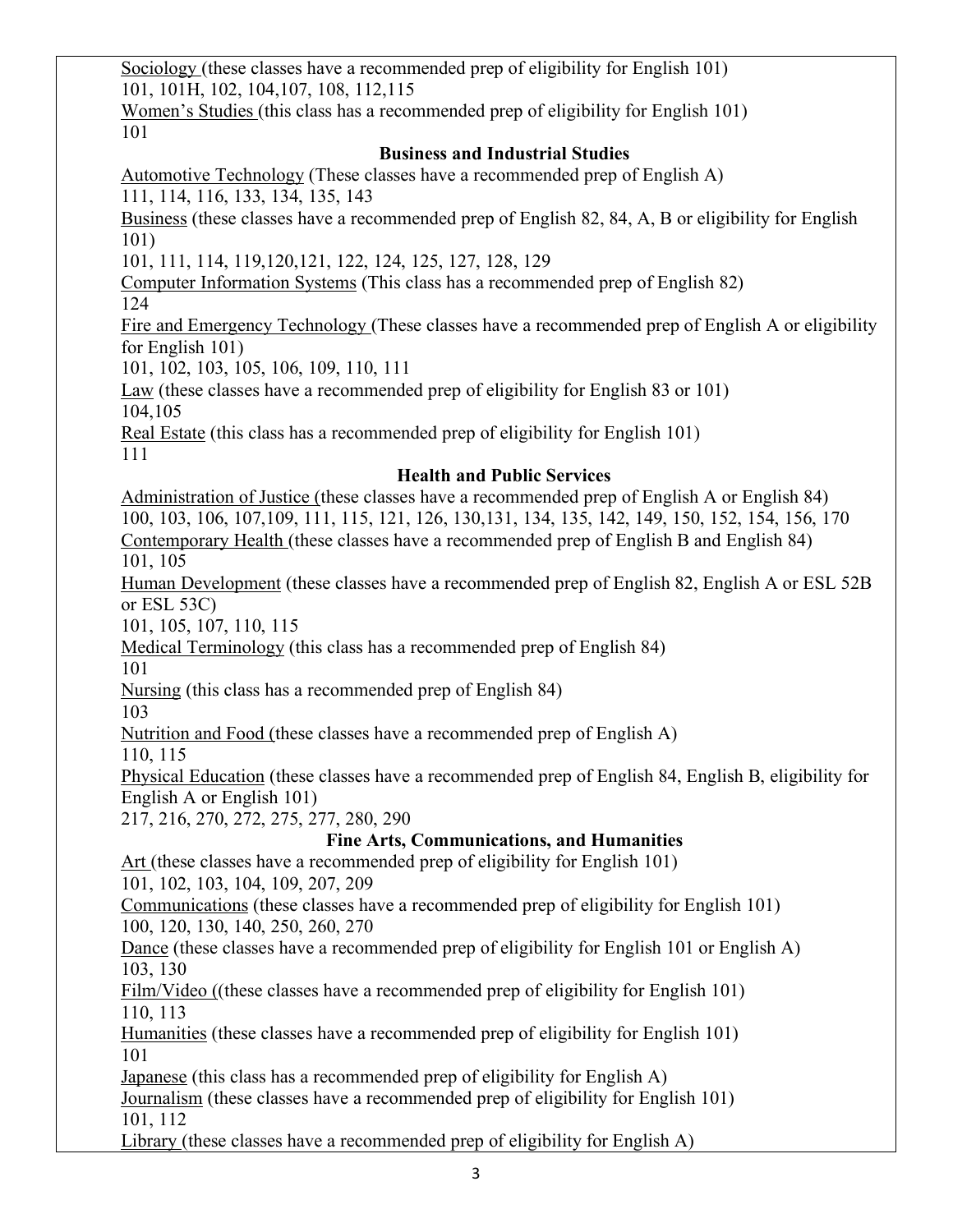Sociology (these classes have a recommended prep of eligibility for English 101)
101, 101H, 102, 104,107, 108, 112,115

Women's Studies (this class has a recommended prep of eligibility for English 101)
101

### Business and Industrial Studies

Automotive Technology (These classes have a recommended prep of English A)
111, 114, 116, 133, 134, 135, 143

Business (these classes have a recommended prep of English 82, 84, A, B or eligibility for English 101)
101, 111, 114, 119,120,121, 122, 124, 125, 127, 128, 129

Computer Information Systems (This class has a recommended prep of English 82)
124

Fire and Emergency Technology (These classes have a recommended prep of English A or eligibility for English 101)
101, 102, 103, 105, 106, 109, 110, 111

Law (these classes have a recommended prep of eligibility for English 83 or 101)
104,105

Real Estate (this class has a recommended prep of eligibility for English 101)
111

### Health and Public Services

Administration of Justice (these classes have a recommended prep of English A or English 84)
100, 103, 106, 107,109, 111, 115, 121, 126, 130,131, 134, 135, 142, 149, 150, 152, 154, 156, 170

Contemporary Health (these classes have a recommended prep of English B and English 84)
101, 105

Human Development (these classes have a recommended prep of English 82, English A or ESL 52B or ESL 53C)
101, 105, 107, 110, 115

Medical Terminology (this class has a recommended prep of English 84)
101

Nursing (this class has a recommended prep of English 84)
103

Nutrition and Food (these classes have a recommended prep of English A)
110, 115

Physical Education (these classes have a recommended prep of English 84, English B, eligibility for English A or English 101)
217, 216, 270, 272, 275, 277, 280, 290

### Fine Arts, Communications, and Humanities

Art (these classes have a recommended prep of eligibility for English 101)
101, 102, 103, 104, 109, 207, 209

Communications (these classes have a recommended prep of eligibility for English 101)
100, 120, 130, 140, 250, 260, 270

Dance (these classes have a recommended prep of eligibility for English 101 or English A)
103, 130

Film/Video ((these classes have a recommended prep of eligibility for English 101)
110, 113

Humanities (these classes have a recommended prep of eligibility for English 101)
101

Japanese (this class has a recommended prep of eligibility for English A)

Journalism (these classes have a recommended prep of eligibility for English 101)
101, 112

Library (these classes have a recommended prep of eligibility for English A)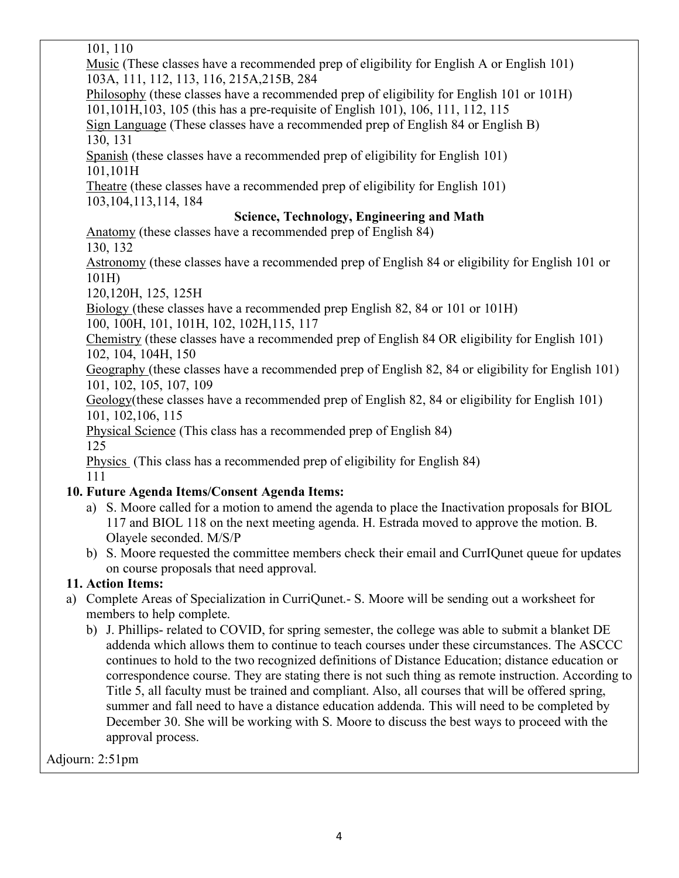101, 110

Music (These classes have a recommended prep of eligibility for English A or English 101)
103A, 111, 112, 113, 116, 215A,215B, 284

Philosophy (these classes have a recommended prep of eligibility for English 101 or 101H)
101,101H,103, 105 (this has a pre-requisite of English 101), 106, 111, 112, 115

Sign Language (These classes have a recommended prep of English 84 or English B)
130, 131

Spanish (these classes have a recommended prep of eligibility for English 101)
101,101H

Theatre (these classes have a recommended prep of eligibility for English 101)
103,104,113,114, 184

**Science, Technology, Engineering and Math**

Anatomy (these classes have a recommended prep of English 84)
130, 132

Astronomy (these classes have a recommended prep of English 84 or eligibility for English 101 or 101H)
120,120H, 125, 125H

Biology (these classes have a recommended prep English 82, 84 or 101 or 101H)
100, 100H, 101, 101H, 102, 102H,115, 117

Chemistry (these classes have a recommended prep of English 84 OR eligibility for English 101)
102, 104, 104H, 150

Geography (these classes have a recommended prep of English 82, 84 or eligibility for English 101)
101, 102, 105, 107, 109

Geology(these classes have a recommended prep of English 82, 84 or eligibility for English 101)
101, 102,106, 115

Physical Science (This class has a recommended prep of English 84)
125

Physics (This class has a recommended prep of eligibility for English 84)
111

**10. Future Agenda Items/Consent Agenda Items:**

a) S. Moore called for a motion to amend the agenda to place the Inactivation proposals for BIOL 117 and BIOL 118 on the next meeting agenda. H. Estrada moved to approve the motion. B. Olayele seconded. M/S/P

b) S. Moore requested the committee members check their email and CurrIQunet queue for updates on course proposals that need approval.

**11. Action Items:**

a) Complete Areas of Specialization in CurriQunet.- S. Moore will be sending out a worksheet for members to help complete.

b) J. Phillips- related to COVID, for spring semester, the college was able to submit a blanket DE addenda which allows them to continue to teach courses under these circumstances. The ASCCC continues to hold to the two recognized definitions of Distance Education; distance education or correspondence course. They are stating there is not such thing as remote instruction. According to Title 5, all faculty must be trained and compliant. Also, all courses that will be offered spring, summer and fall need to have a distance education addenda. This will need to be completed by December 30. She will be working with S. Moore to discuss the best ways to proceed with the approval process.

Adjourn: 2:51pm